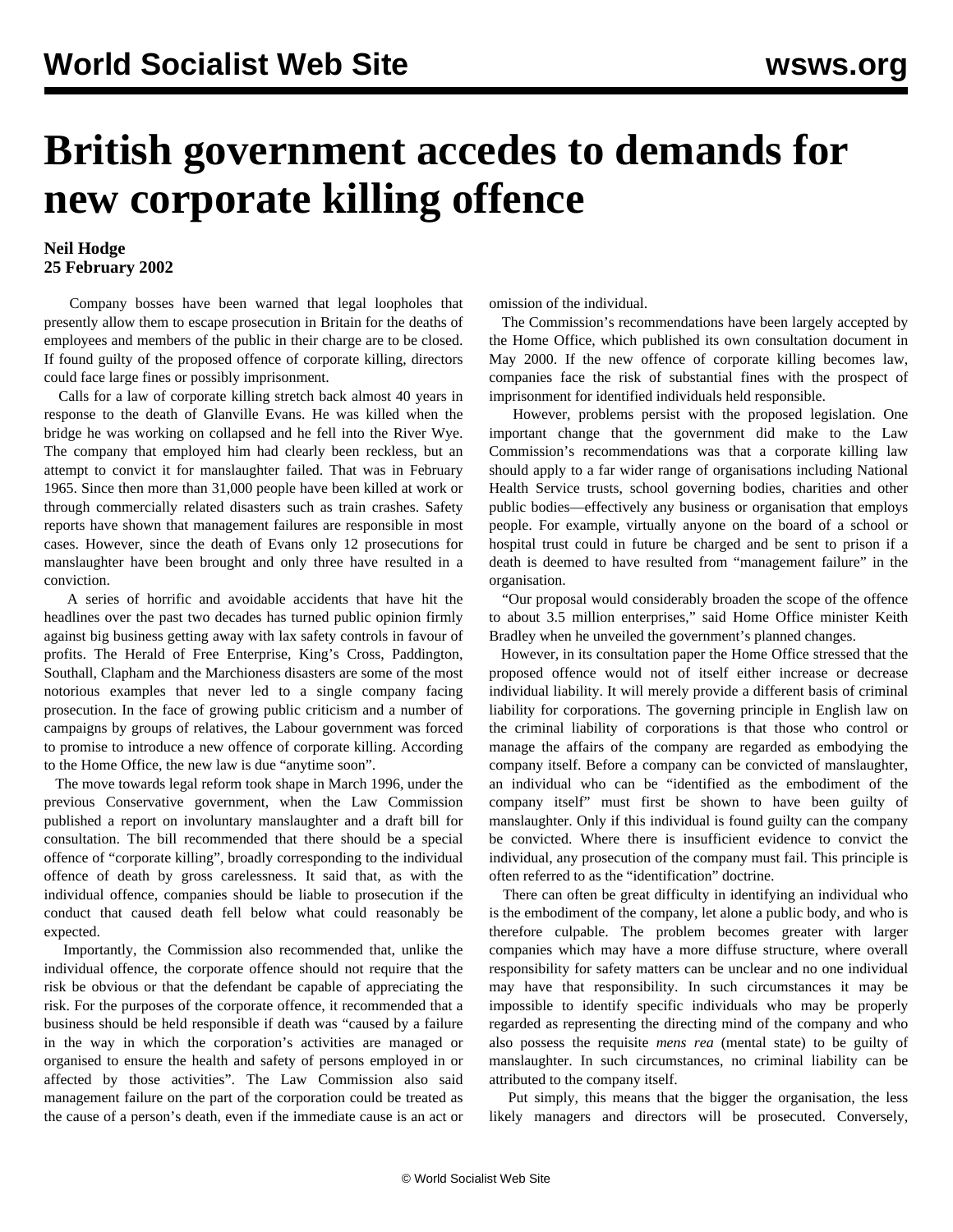# British government accedes to demands for new corporate killing offence

**Neil Hodge**
**25 February 2002**

Company bosses have been warned that legal loopholes that presently allow them to escape prosecution in Britain for the deaths of employees and members of the public in their charge are to be closed. If found guilty of the proposed offence of corporate killing, directors could face large fines or possibly imprisonment.

Calls for a law of corporate killing stretch back almost 40 years in response to the death of Glanville Evans. He was killed when the bridge he was working on collapsed and he fell into the River Wye. The company that employed him had clearly been reckless, but an attempt to convict it for manslaughter failed. That was in February 1965. Since then more than 31,000 people have been killed at work or through commercially related disasters such as train crashes. Safety reports have shown that management failures are responsible in most cases. However, since the death of Evans only 12 prosecutions for manslaughter have been brought and only three have resulted in a conviction.

A series of horrific and avoidable accidents that have hit the headlines over the past two decades has turned public opinion firmly against big business getting away with lax safety controls in favour of profits. The Herald of Free Enterprise, King's Cross, Paddington, Southall, Clapham and the Marchioness disasters are some of the most notorious examples that never led to a single company facing prosecution. In the face of growing public criticism and a number of campaigns by groups of relatives, the Labour government was forced to promise to introduce a new offence of corporate killing. According to the Home Office, the new law is due "anytime soon".

The move towards legal reform took shape in March 1996, under the previous Conservative government, when the Law Commission published a report on involuntary manslaughter and a draft bill for consultation. The bill recommended that there should be a special offence of "corporate killing", broadly corresponding to the individual offence of death by gross carelessness. It said that, as with the individual offence, companies should be liable to prosecution if the conduct that caused death fell below what could reasonably be expected.

Importantly, the Commission also recommended that, unlike the individual offence, the corporate offence should not require that the risk be obvious or that the defendant be capable of appreciating the risk. For the purposes of the corporate offence, it recommended that a business should be held responsible if death was "caused by a failure in the way in which the corporation's activities are managed or organised to ensure the health and safety of persons employed in or affected by those activities". The Law Commission also said management failure on the part of the corporation could be treated as the cause of a person's death, even if the immediate cause is an act or omission of the individual.

The Commission's recommendations have been largely accepted by the Home Office, which published its own consultation document in May 2000. If the new offence of corporate killing becomes law, companies face the risk of substantial fines with the prospect of imprisonment for identified individuals held responsible.

However, problems persist with the proposed legislation. One important change that the government did make to the Law Commission's recommendations was that a corporate killing law should apply to a far wider range of organisations including National Health Service trusts, school governing bodies, charities and other public bodies—effectively any business or organisation that employs people. For example, virtually anyone on the board of a school or hospital trust could in future be charged and be sent to prison if a death is deemed to have resulted from "management failure" in the organisation.

"Our proposal would considerably broaden the scope of the offence to about 3.5 million enterprises," said Home Office minister Keith Bradley when he unveiled the government's planned changes.

However, in its consultation paper the Home Office stressed that the proposed offence would not of itself either increase or decrease individual liability. It will merely provide a different basis of criminal liability for corporations. The governing principle in English law on the criminal liability of corporations is that those who control or manage the affairs of the company are regarded as embodying the company itself. Before a company can be convicted of manslaughter, an individual who can be "identified as the embodiment of the company itself" must first be shown to have been guilty of manslaughter. Only if this individual is found guilty can the company be convicted. Where there is insufficient evidence to convict the individual, any prosecution of the company must fail. This principle is often referred to as the "identification" doctrine.

There can often be great difficulty in identifying an individual who is the embodiment of the company, let alone a public body, and who is therefore culpable. The problem becomes greater with larger companies which may have a more diffuse structure, where overall responsibility for safety matters can be unclear and no one individual may have that responsibility. In such circumstances it may be impossible to identify specific individuals who may be properly regarded as representing the directing mind of the company and who also possess the requisite *mens rea* (mental state) to be guilty of manslaughter. In such circumstances, no criminal liability can be attributed to the company itself.

Put simply, this means that the bigger the organisation, the less likely managers and directors will be prosecuted. Conversely,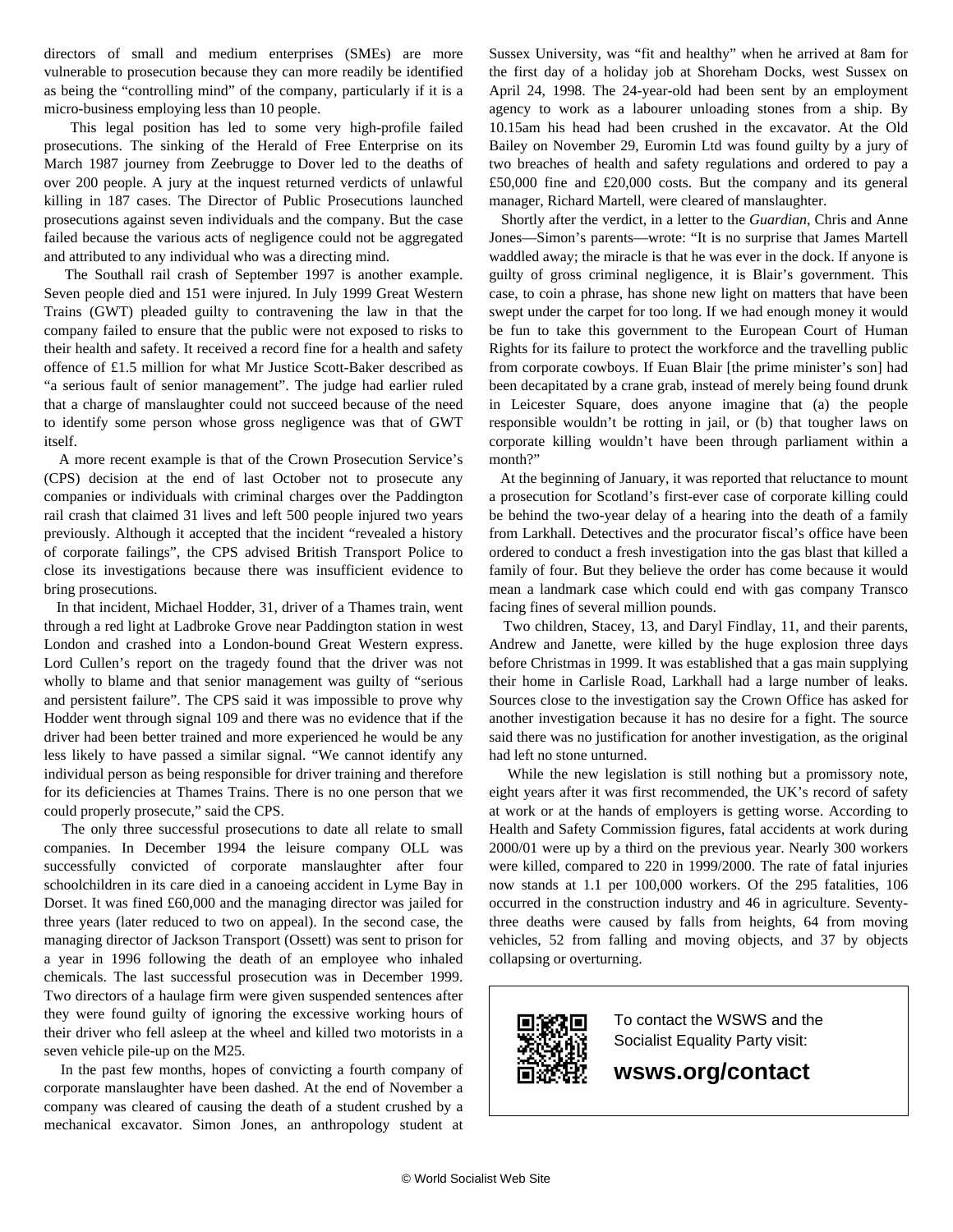directors of small and medium enterprises (SMEs) are more vulnerable to prosecution because they can more readily be identified as being the "controlling mind" of the company, particularly if it is a micro-business employing less than 10 people.

This legal position has led to some very high-profile failed prosecutions. The sinking of the Herald of Free Enterprise on its March 1987 journey from Zeebrugge to Dover led to the deaths of over 200 people. A jury at the inquest returned verdicts of unlawful killing in 187 cases. The Director of Public Prosecutions launched prosecutions against seven individuals and the company. But the case failed because the various acts of negligence could not be aggregated and attributed to any individual who was a directing mind.

The Southall rail crash of September 1997 is another example. Seven people died and 151 were injured. In July 1999 Great Western Trains (GWT) pleaded guilty to contravening the law in that the company failed to ensure that the public were not exposed to risks to their health and safety. It received a record fine for a health and safety offence of £1.5 million for what Mr Justice Scott-Baker described as "a serious fault of senior management". The judge had earlier ruled that a charge of manslaughter could not succeed because of the need to identify some person whose gross negligence was that of GWT itself.

A more recent example is that of the Crown Prosecution Service's (CPS) decision at the end of last October not to prosecute any companies or individuals with criminal charges over the Paddington rail crash that claimed 31 lives and left 500 people injured two years previously. Although it accepted that the incident "revealed a history of corporate failings", the CPS advised British Transport Police to close its investigations because there was insufficient evidence to bring prosecutions.

In that incident, Michael Hodder, 31, driver of a Thames train, went through a red light at Ladbroke Grove near Paddington station in west London and crashed into a London-bound Great Western express. Lord Cullen's report on the tragedy found that the driver was not wholly to blame and that senior management was guilty of "serious and persistent failure". The CPS said it was impossible to prove why Hodder went through signal 109 and there was no evidence that if the driver had been better trained and more experienced he would be any less likely to have passed a similar signal. "We cannot identify any individual person as being responsible for driver training and therefore for its deficiencies at Thames Trains. There is no one person that we could properly prosecute," said the CPS.

The only three successful prosecutions to date all relate to small companies. In December 1994 the leisure company OLL was successfully convicted of corporate manslaughter after four schoolchildren in its care died in a canoeing accident in Lyme Bay in Dorset. It was fined £60,000 and the managing director was jailed for three years (later reduced to two on appeal). In the second case, the managing director of Jackson Transport (Ossett) was sent to prison for a year in 1996 following the death of an employee who inhaled chemicals. The last successful prosecution was in December 1999. Two directors of a haulage firm were given suspended sentences after they were found guilty of ignoring the excessive working hours of their driver who fell asleep at the wheel and killed two motorists in a seven vehicle pile-up on the M25.

In the past few months, hopes of convicting a fourth company of corporate manslaughter have been dashed. At the end of November a company was cleared of causing the death of a student crushed by a mechanical excavator. Simon Jones, an anthropology student at Sussex University, was "fit and healthy" when he arrived at 8am for the first day of a holiday job at Shoreham Docks, west Sussex on April 24, 1998. The 24-year-old had been sent by an employment agency to work as a labourer unloading stones from a ship. By 10.15am his head had been crushed in the excavator. At the Old Bailey on November 29, Euromin Ltd was found guilty by a jury of two breaches of health and safety regulations and ordered to pay a £50,000 fine and £20,000 costs. But the company and its general manager, Richard Martell, were cleared of manslaughter.

Shortly after the verdict, in a letter to the *Guardian*, Chris and Anne Jones—Simon's parents—wrote: "It is no surprise that James Martell waddled away; the miracle is that he was ever in the dock. If anyone is guilty of gross criminal negligence, it is Blair's government. This case, to coin a phrase, has shone new light on matters that have been swept under the carpet for too long. If we had enough money it would be fun to take this government to the European Court of Human Rights for its failure to protect the workforce and the travelling public from corporate cowboys. If Euan Blair [the prime minister's son] had been decapitated by a crane grab, instead of merely being found drunk in Leicester Square, does anyone imagine that (a) the people responsible wouldn't be rotting in jail, or (b) that tougher laws on corporate killing wouldn't have been through parliament within a month?"

At the beginning of January, it was reported that reluctance to mount a prosecution for Scotland's first-ever case of corporate killing could be behind the two-year delay of a hearing into the death of a family from Larkhall. Detectives and the procurator fiscal's office have been ordered to conduct a fresh investigation into the gas blast that killed a family of four. But they believe the order has come because it would mean a landmark case which could end with gas company Transco facing fines of several million pounds.

Two children, Stacey, 13, and Daryl Findlay, 11, and their parents, Andrew and Janette, were killed by the huge explosion three days before Christmas in 1999. It was established that a gas main supplying their home in Carlisle Road, Larkhall had a large number of leaks. Sources close to the investigation say the Crown Office has asked for another investigation because it has no desire for a fight. The source said there was no justification for another investigation, as the original had left no stone unturned.

While the new legislation is still nothing but a promissory note, eight years after it was first recommended, the UK's record of safety at work or at the hands of employers is getting worse. According to Health and Safety Commission figures, fatal accidents at work during 2000/01 were up by a third on the previous year. Nearly 300 workers were killed, compared to 220 in 1999/2000. The rate of fatal injuries now stands at 1.1 per 100,000 workers. Of the 295 fatalities, 106 occurred in the construction industry and 46 in agriculture. Seventy-three deaths were caused by falls from heights, 64 from moving vehicles, 52 from falling and moving objects, and 37 by objects collapsing or overturning.

To contact the WSWS and the Socialist Equality Party visit:

**wsws.org/contact**